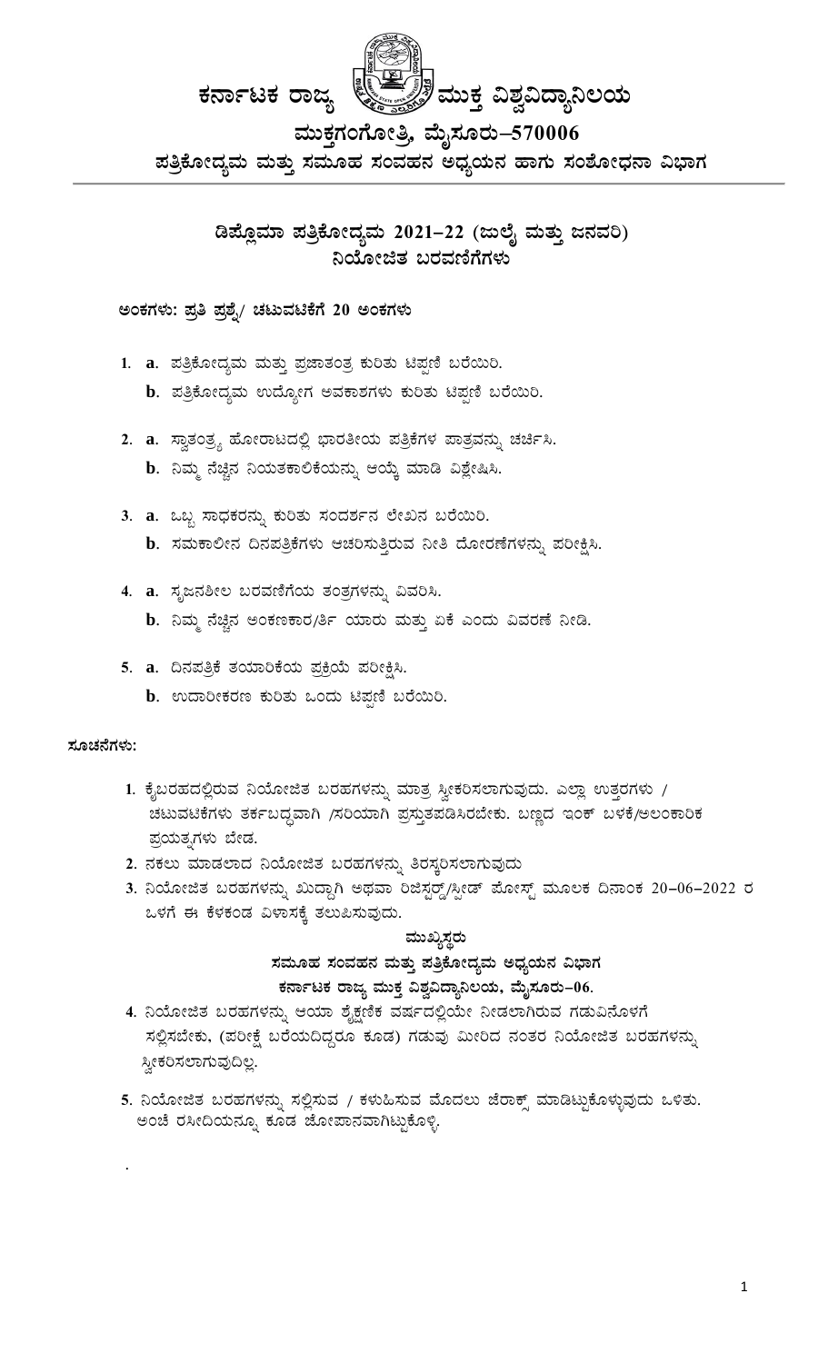# ಕರ್ನಾಟಕ ರಾಜ್ಯ ಮುಕ್ತ ವಿಶ್ವವಿದ್ಯಾನಿಲಯ

## ಮುಕ್ತಗಂಗೋತ್ರಿ, ಮೈಸೂರು–570006

### ಪತ್ರಿಕೋದ್ಯಮ ಮತ್ತು ಸಮೂಹ ಸಂವಹನ ಅಧ್ಯಯನ ಹಾಗು ಸಂಶೋಧನಾ ವಿಭಾಗ

---

## ಡಿಪ್ಲೊಮಾ ಪತ್ರಿಕೋದ್ಯಮ 2021–22 (ಜುಲೈ ಮತ್ತು ಜನವರಿ)

## ನಿಯೋಜಿತ ಬರವಣಿಗೆಗಳು

**ಅಂಕಗಳು: ಪ್ರತಿ ಪ್ರಶ್ನೆ/ ಚಟುವಟಿಕೆಗೆ 20 ಅಂಕಗಳು**

1. **a**. ಪತ್ರಿಕೋದ್ಯಮ ಮತ್ತು ಪ್ರಜಾತಂತ್ರ ಕುರಿತು ಟಿಪ್ಪಣಿ ಬರೆಯಿರಿ.
   **b**. ಪತ್ರಿಕೋದ್ಯಮ ಉದ್ಯೋಗ ಅವಕಾಶಗಳು ಕುರಿತು ಟಿಪ್ಪಣಿ ಬರೆಯಿರಿ.

2. **a**. ಸ್ವಾತಂತ್ರ್ಯ ಹೋರಾಟದಲ್ಲಿ ಭಾರತೀಯ ಪತ್ರಿಕೆಗಳ ಪಾತ್ರವನ್ನು ಚರ್ಚಿಸಿ.
   **b**. ನಿಮ್ಮ ನೆಚ್ಚಿನ ನಿಯತಕಾಲಿಕೆಯನ್ನು ಆಯ್ಕೆ ಮಾಡಿ ವಿಶ್ಲೇಷಿಸಿ.

3. **a**. ಒಬ್ಬ ಸಾಧಕರನ್ನು ಕುರಿತು ಸಂದರ್ಶನ ಲೇಖನ ಬರೆಯಿರಿ.
   **b**. ಸಮಕಾಲೀನ ದಿನಪತ್ರಿಕೆಗಳು ಆಚರಿಸುತ್ತಿರುವ ನೀತಿ ದೋರಣೆಗಳನ್ನು ಪರೀಕ್ಷಿಸಿ.

4. **a**. ಸೃಜನಶೀಲ ಬರವಣಿಗೆಯ ತಂತ್ರಗಳನ್ನು ವಿವರಿಸಿ.
   **b**. ನಿಮ್ಮ ನೆಚ್ಚಿನ ಅಂಕಣಕಾರ/ರ್ತಿ ಯಾರು ಮತ್ತು ಏಕೆ ಎಂದು ವಿವರಣೆ ನೀಡಿ.

5. **a**. ದಿನಪತ್ರಿಕೆ ತಯಾರಿಕೆಯ ಪ್ರಕ್ರಿಯೆ ಪರೀಕ್ಷಿಸಿ.
   **b**. ಉದಾರೀಕರಣ ಕುರಿತು ಒಂದು ಟಿಪ್ಪಣಿ ಬರೆಯಿರಿ.

**ಸೂಚನೆಗಳು:**

1. ಕೈಬರಹದಲ್ಲಿರುವ ನಿಯೋಜಿತ ಬರಹಗಳನ್ನು ಮಾತ್ರ ಸ್ವೀಕರಿಸಲಾಗುವುದು. ಎಲ್ಲಾ ಉತ್ತರಗಳು / ಚಟುವಟಿಕೆಗಳು ತರ್ಕಬದ್ಧವಾಗಿ /ಸರಿಯಾಗಿ ಪ್ರಸ್ತುತಪಡಿಸಿರಬೇಕು. ಬಣ್ಣದ ಇಂಕ್ ಬಳಕೆ/ಅಲಂಕಾರಿಕ ಪ್ರಯತ್ನಗಳು ಬೇಡ.
2. ನಕಲು ಮಾಡಲಾದ ನಿಯೋಜಿತ ಬರಹಗಳನ್ನು ತಿರಸ್ಕರಿಸಲಾಗುವುದು
3. ನಿಯೋಜಿತ ಬರಹಗಳನ್ನು ಖುದ್ದಾಗಿ ಅಥವಾ ರಿಜಿಸ್ಟರ್ಡ್/ಸ್ಪೀಡ್ ಪೋಸ್ಟ್ ಮೂಲಕ ದಿನಾಂಕ 20–06–2022 ರ ಒಳಗೆ ಈ ಕೆಳಕಂಡ ವಿಳಾಸಕ್ಕೆ ತಲುಪಿಸುವುದು.

   **ಮುಖ್ಯಸ್ಥರು**
   **ಸಮೂಹ ಸಂವಹನ ಮತ್ತು ಪತ್ರಿಕೋದ್ಯಮ ಅಧ್ಯಯನ ವಿಭಾಗ**
   **ಕರ್ನಾಟಕ ರಾಜ್ಯ ಮುಕ್ತ ವಿಶ್ವವಿದ್ಯಾನಿಲಯ, ಮೈಸೂರು–06.**

4. ನಿಯೋಜಿತ ಬರಹಗಳನ್ನು ಆಯಾ ಶೈಕ್ಷಣಿಕ ವರ್ಷದಲ್ಲಿಯೇ ನೀಡಲಾಗಿರುವ ಗಡುವಿನೊಳಗೆ ಸಲ್ಲಿಸಬೇಕು, (ಪರೀಕ್ಷೆ ಬರೆಯದಿದ್ದರೂ ಕೂಡ) ಗಡುವು ಮೀರಿದ ನಂತರ ನಿಯೋಜಿತ ಬರಹಗಳನ್ನು ಸ್ವೀಕರಿಸಲಾಗುವುದಿಲ್ಲ.
5. ನಿಯೋಜಿತ ಬರಹಗಳನ್ನು ಸಲ್ಲಿಸುವ / ಕಳುಹಿಸುವ ಮೊದಲು ಜೆರಾಕ್ಸ್ ಮಾಡಿಟ್ಟುಕೊಳ್ಳುವುದು ಒಳಿತು. ಅಂಚೆ ರಸೀದಿಯನ್ನೂ ಕೂಡ ಜೋಪಾನವಾಗಿಟ್ಟುಕೊಳ್ಳಿ.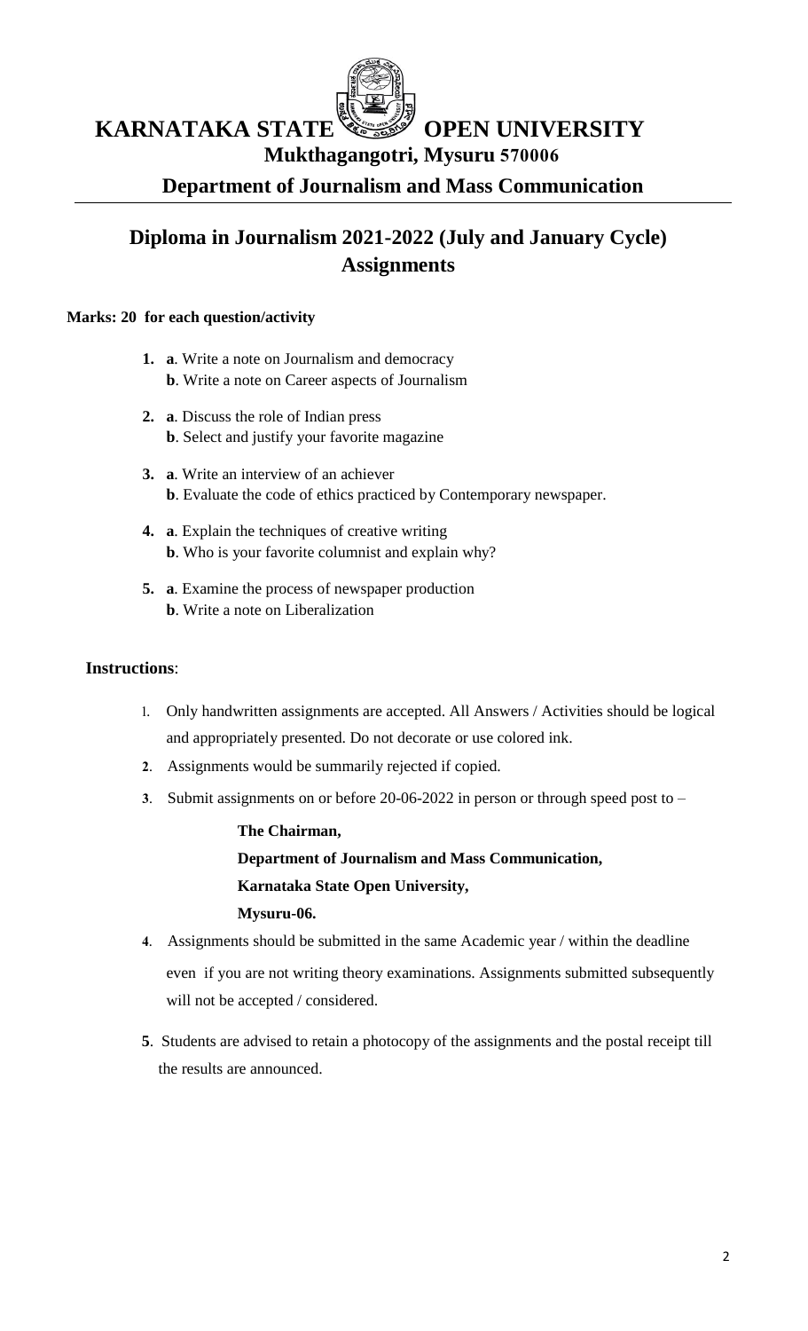# KARNATAKA STATE OPEN UNIVERSITY

**Mukthagangotri, Mysuru 570006**

## Department of Journalism and Mass Communication

## Diploma in Journalism 2021-2022 (July and January Cycle) Assignments

**Marks: 20 for each question/activity**

1. **a**. Write a note on Journalism and democracy
   **b**. Write a note on Career aspects of Journalism
2. **a**. Discuss the role of Indian press
   **b**. Select and justify your favorite magazine
3. **a**. Write an interview of an achiever
   **b**. Evaluate the code of ethics practiced by Contemporary newspaper.
4. **a**. Explain the techniques of creative writing
   **b**. Who is your favorite columnist and explain why?
5. **a**. Examine the process of newspaper production
   **b**. Write a note on Liberalization

**Instructions**:

1. Only handwritten assignments are accepted. All Answers / Activities should be logical and appropriately presented. Do not decorate or use colored ink.
2. Assignments would be summarily rejected if copied.
3. Submit assignments on or before 20-06-2022 in person or through speed post to –

   **The Chairman,**
   **Department of Journalism and Mass Communication,**
   **Karnataka State Open University,**
   **Mysuru-06.**

4. Assignments should be submitted in the same Academic year / within the deadline even if you are not writing theory examinations. Assignments submitted subsequently will not be accepted / considered.
5. Students are advised to retain a photocopy of the assignments and the postal receipt till the results are announced.